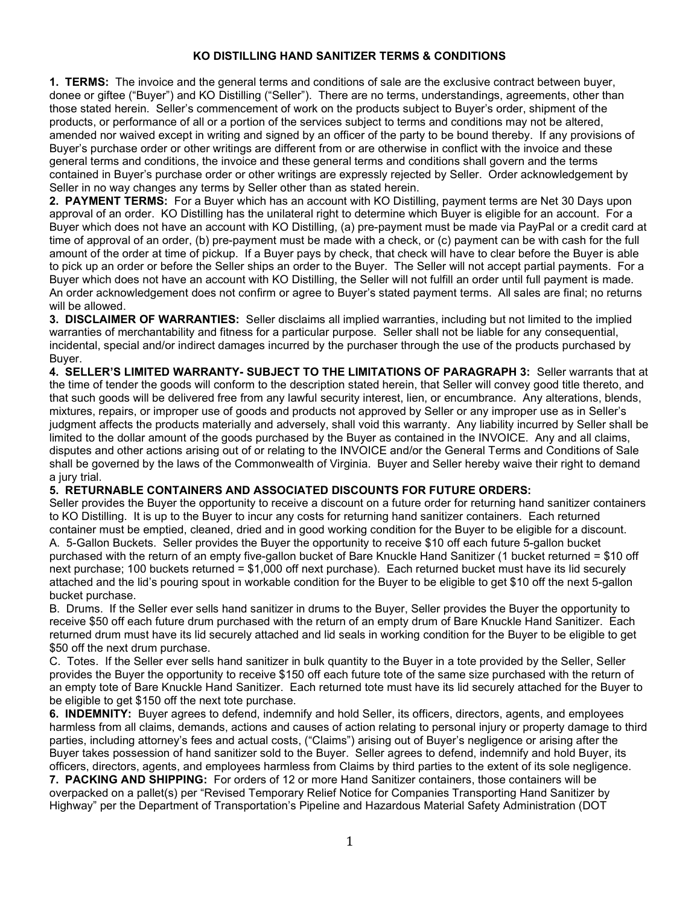# KO DISTILLING HAND SANITIZER TERMS & CONDITIONS

**1. TERMS:** The invoice and the general terms and conditions of sale are the exclusive contract between buyer, donee or giftee ("Buyer") and KO Distilling ("Seller"). There are no terms, understandings, agreements, other than those stated herein. Seller's commencement of work on the products subject to Buyer's order, shipment of the products, or performance of all or a portion of the services subject to terms and conditions may not be altered, amended nor waived except in writing and signed by an officer of the party to be bound thereby. If any provisions of Buyer's purchase order or other writings are different from or are otherwise in conflict with the invoice and these general terms and conditions, the invoice and these general terms and conditions shall govern and the terms contained in Buyer's purchase order or other writings are expressly rejected by Seller. Order acknowledgement by Seller in no way changes any terms by Seller other than as stated herein.

**2. PAYMENT TERMS:** For a Buyer which has an account with KO Distilling, payment terms are Net 30 Days upon approval of an order. KO Distilling has the unilateral right to determine which Buyer is eligible for an account. For a Buyer which does not have an account with KO Distilling, (a) pre-payment must be made via PayPal or a credit card at time of approval of an order, (b) pre-payment must be made with a check, or (c) payment can be with cash for the full amount of the order at time of pickup. If a Buyer pays by check, that check will have to clear before the Buyer is able to pick up an order or before the Seller ships an order to the Buyer. The Seller will not accept partial payments. For a Buyer which does not have an account with KO Distilling, the Seller will not fulfill an order until full payment is made. An order acknowledgement does not confirm or agree to Buyer's stated payment terms. All sales are final; no returns will be allowed.

**3. DISCLAIMER OF WARRANTIES:** Seller disclaims all implied warranties, including but not limited to the implied warranties of merchantability and fitness for a particular purpose. Seller shall not be liable for any consequential, incidental, special and/or indirect damages incurred by the purchaser through the use of the products purchased by Buyer.

**4. SELLER'S LIMITED WARRANTY- SUBJECT TO THE LIMITATIONS OF PARAGRAPH 3:** Seller warrants that at the time of tender the goods will conform to the description stated herein, that Seller will convey good title thereto, and that such goods will be delivered free from any lawful security interest, lien, or encumbrance. Any alterations, blends, mixtures, repairs, or improper use of goods and products not approved by Seller or any improper use as in Seller's judgment affects the products materially and adversely, shall void this warranty. Any liability incurred by Seller shall be limited to the dollar amount of the goods purchased by the Buyer as contained in the INVOICE. Any and all claims, disputes and other actions arising out of or relating to the INVOICE and/or the General Terms and Conditions of Sale shall be governed by the laws of the Commonwealth of Virginia. Buyer and Seller hereby waive their right to demand a jury trial.

**5. RETURNABLE CONTAINERS AND ASSOCIATED DISCOUNTS FOR FUTURE ORDERS:**
Seller provides the Buyer the opportunity to receive a discount on a future order for returning hand sanitizer containers to KO Distilling. It is up to the Buyer to incur any costs for returning hand sanitizer containers. Each returned container must be emptied, cleaned, dried and in good working condition for the Buyer to be eligible for a discount.

A. 5-Gallon Buckets. Seller provides the Buyer the opportunity to receive $10 off each future 5-gallon bucket purchased with the return of an empty five-gallon bucket of Bare Knuckle Hand Sanitizer (1 bucket returned = $10 off next purchase; 100 buckets returned = $1,000 off next purchase). Each returned bucket must have its lid securely attached and the lid's pouring spout in workable condition for the Buyer to be eligible to get $10 off the next 5-gallon bucket purchase.

B. Drums. If the Seller ever sells hand sanitizer in drums to the Buyer, Seller provides the Buyer the opportunity to receive $50 off each future drum purchased with the return of an empty drum of Bare Knuckle Hand Sanitizer. Each returned drum must have its lid securely attached and lid seals in working condition for the Buyer to be eligible to get $50 off the next drum purchase.

C. Totes. If the Seller ever sells hand sanitizer in bulk quantity to the Buyer in a tote provided by the Seller, Seller provides the Buyer the opportunity to receive $150 off each future tote of the same size purchased with the return of an empty tote of Bare Knuckle Hand Sanitizer. Each returned tote must have its lid securely attached for the Buyer to be eligible to get $150 off the next tote purchase.

**6. INDEMNITY:** Buyer agrees to defend, indemnify and hold Seller, its officers, directors, agents, and employees harmless from all claims, demands, actions and causes of action relating to personal injury or property damage to third parties, including attorney's fees and actual costs, ("Claims") arising out of Buyer's negligence or arising after the Buyer takes possession of hand sanitizer sold to the Buyer. Seller agrees to defend, indemnify and hold Buyer, its officers, directors, agents, and employees harmless from Claims by third parties to the extent of its sole negligence.

**7. PACKING AND SHIPPING:** For orders of 12 or more Hand Sanitizer containers, those containers will be overpacked on a pallet(s) per "Revised Temporary Relief Notice for Companies Transporting Hand Sanitizer by Highway" per the Department of Transportation's Pipeline and Hazardous Material Safety Administration (DOT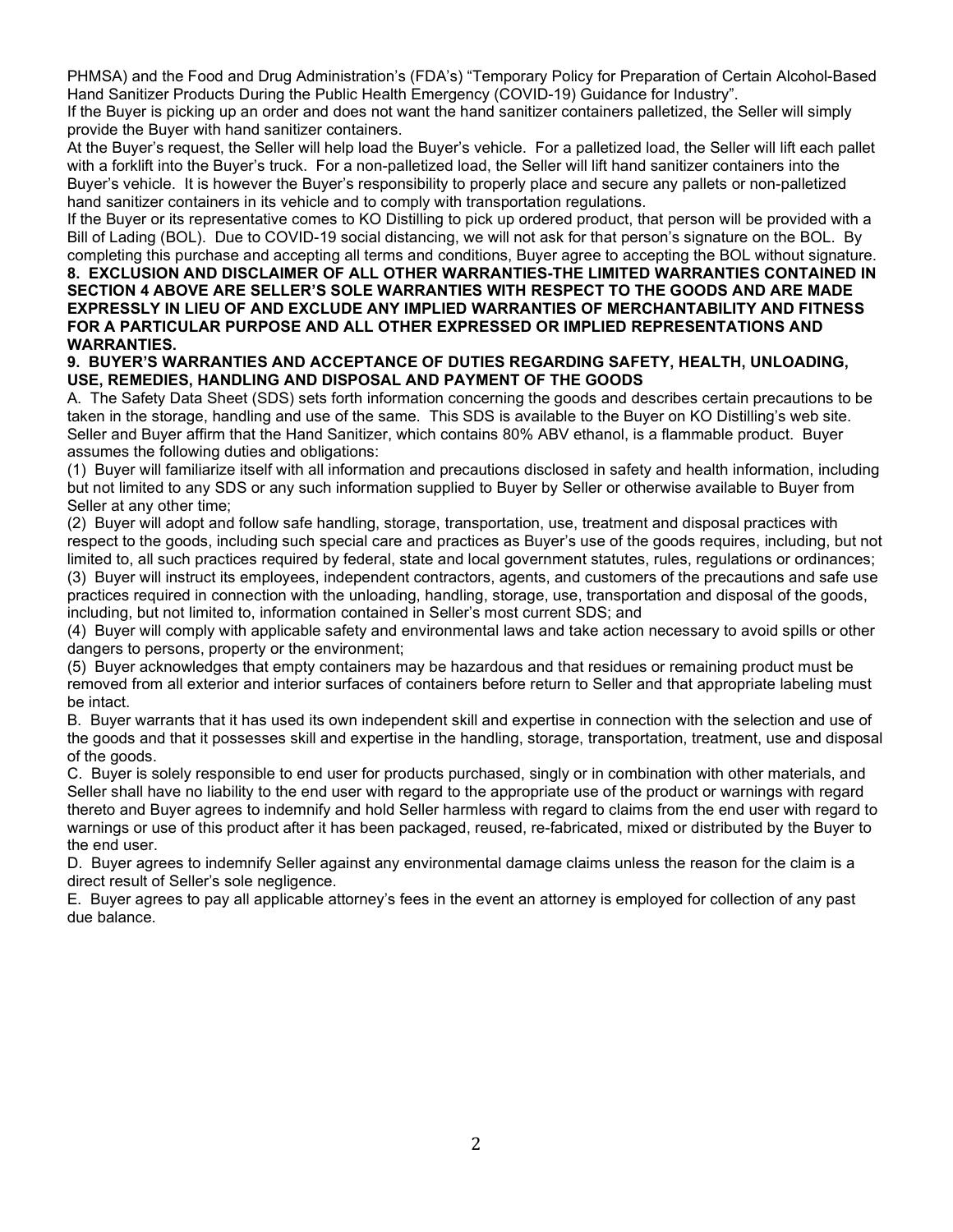PHMSA) and the Food and Drug Administration's (FDA's) "Temporary Policy for Preparation of Certain Alcohol-Based Hand Sanitizer Products During the Public Health Emergency (COVID-19) Guidance for Industry".

If the Buyer is picking up an order and does not want the hand sanitizer containers palletized, the Seller will simply provide the Buyer with hand sanitizer containers.

At the Buyer's request, the Seller will help load the Buyer's vehicle. For a palletized load, the Seller will lift each pallet with a forklift into the Buyer's truck. For a non-palletized load, the Seller will lift hand sanitizer containers into the Buyer's vehicle. It is however the Buyer's responsibility to properly place and secure any pallets or non-palletized hand sanitizer containers in its vehicle and to comply with transportation regulations.

If the Buyer or its representative comes to KO Distilling to pick up ordered product, that person will be provided with a Bill of Lading (BOL). Due to COVID-19 social distancing, we will not ask for that person's signature on the BOL. By completing this purchase and accepting all terms and conditions, Buyer agree to accepting the BOL without signature.

**8. EXCLUSION AND DISCLAIMER OF ALL OTHER WARRANTIES-THE LIMITED WARRANTIES CONTAINED IN SECTION 4 ABOVE ARE SELLER'S SOLE WARRANTIES WITH RESPECT TO THE GOODS AND ARE MADE EXPRESSLY IN LIEU OF AND EXCLUDE ANY IMPLIED WARRANTIES OF MERCHANTABILITY AND FITNESS FOR A PARTICULAR PURPOSE AND ALL OTHER EXPRESSED OR IMPLIED REPRESENTATIONS AND WARRANTIES.**

**9. BUYER'S WARRANTIES AND ACCEPTANCE OF DUTIES REGARDING SAFETY, HEALTH, UNLOADING, USE, REMEDIES, HANDLING AND DISPOSAL AND PAYMENT OF THE GOODS**

A. The Safety Data Sheet (SDS) sets forth information concerning the goods and describes certain precautions to be taken in the storage, handling and use of the same. This SDS is available to the Buyer on KO Distilling's web site. Seller and Buyer affirm that the Hand Sanitizer, which contains 80% ABV ethanol, is a flammable product. Buyer assumes the following duties and obligations:

(1) Buyer will familiarize itself with all information and precautions disclosed in safety and health information, including but not limited to any SDS or any such information supplied to Buyer by Seller or otherwise available to Buyer from Seller at any other time;

(2) Buyer will adopt and follow safe handling, storage, transportation, use, treatment and disposal practices with respect to the goods, including such special care and practices as Buyer's use of the goods requires, including, but not limited to, all such practices required by federal, state and local government statutes, rules, regulations or ordinances;

(3) Buyer will instruct its employees, independent contractors, agents, and customers of the precautions and safe use practices required in connection with the unloading, handling, storage, use, transportation and disposal of the goods, including, but not limited to, information contained in Seller's most current SDS; and

(4) Buyer will comply with applicable safety and environmental laws and take action necessary to avoid spills or other dangers to persons, property or the environment;

(5) Buyer acknowledges that empty containers may be hazardous and that residues or remaining product must be removed from all exterior and interior surfaces of containers before return to Seller and that appropriate labeling must be intact.

B. Buyer warrants that it has used its own independent skill and expertise in connection with the selection and use of the goods and that it possesses skill and expertise in the handling, storage, transportation, treatment, use and disposal of the goods.

C. Buyer is solely responsible to end user for products purchased, singly or in combination with other materials, and Seller shall have no liability to the end user with regard to the appropriate use of the product or warnings with regard thereto and Buyer agrees to indemnify and hold Seller harmless with regard to claims from the end user with regard to warnings or use of this product after it has been packaged, reused, re-fabricated, mixed or distributed by the Buyer to the end user.

D. Buyer agrees to indemnify Seller against any environmental damage claims unless the reason for the claim is a direct result of Seller's sole negligence.

E. Buyer agrees to pay all applicable attorney's fees in the event an attorney is employed for collection of any past due balance.